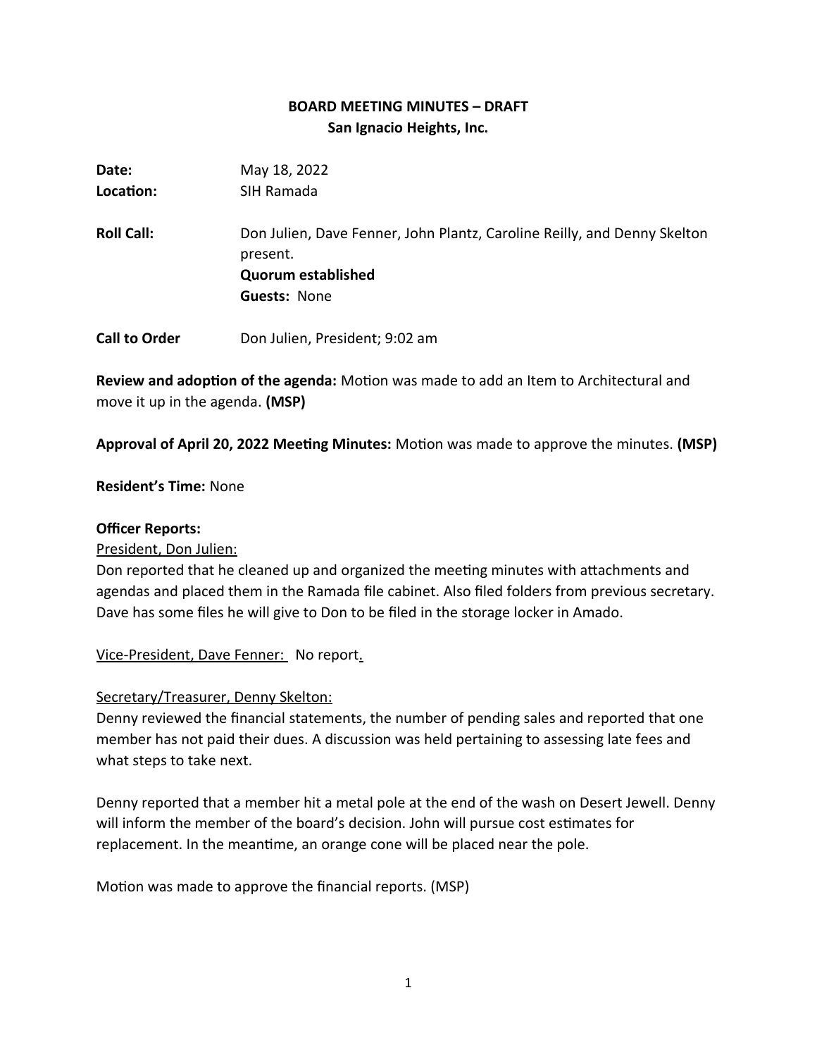**BOARD MEETING MINUTES – DRAFT**
**San Ignacio Heights, Inc.**

**Date:** May 18, 2022
**Location:** SIH Ramada

**Roll Call:** Don Julien, Dave Fenner, John Plantz, Caroline Reilly, and Denny Skelton present.
**Quorum established**
**Guests:** None

**Call to Order** Don Julien, President; 9:02 am

**Review and adoption of the agenda:** Motion was made to add an Item to Architectural and move it up in the agenda. **(MSP)**

**Approval of April 20, 2022 Meeting Minutes:** Motion was made to approve the minutes. **(MSP)**

**Resident's Time:** None

**Officer Reports:**

President, Don Julien:

Don reported that he cleaned up and organized the meeting minutes with attachments and agendas and placed them in the Ramada file cabinet. Also filed folders from previous secretary. Dave has some files he will give to Don to be filed in the storage locker in Amado.

Vice-President, Dave Fenner: No report.

Secretary/Treasurer, Denny Skelton:

Denny reviewed the financial statements, the number of pending sales and reported that one member has not paid their dues. A discussion was held pertaining to assessing late fees and what steps to take next.

Denny reported that a member hit a metal pole at the end of the wash on Desert Jewell. Denny will inform the member of the board's decision. John will pursue cost estimates for replacement. In the meantime, an orange cone will be placed near the pole.

Motion was made to approve the financial reports. (MSP)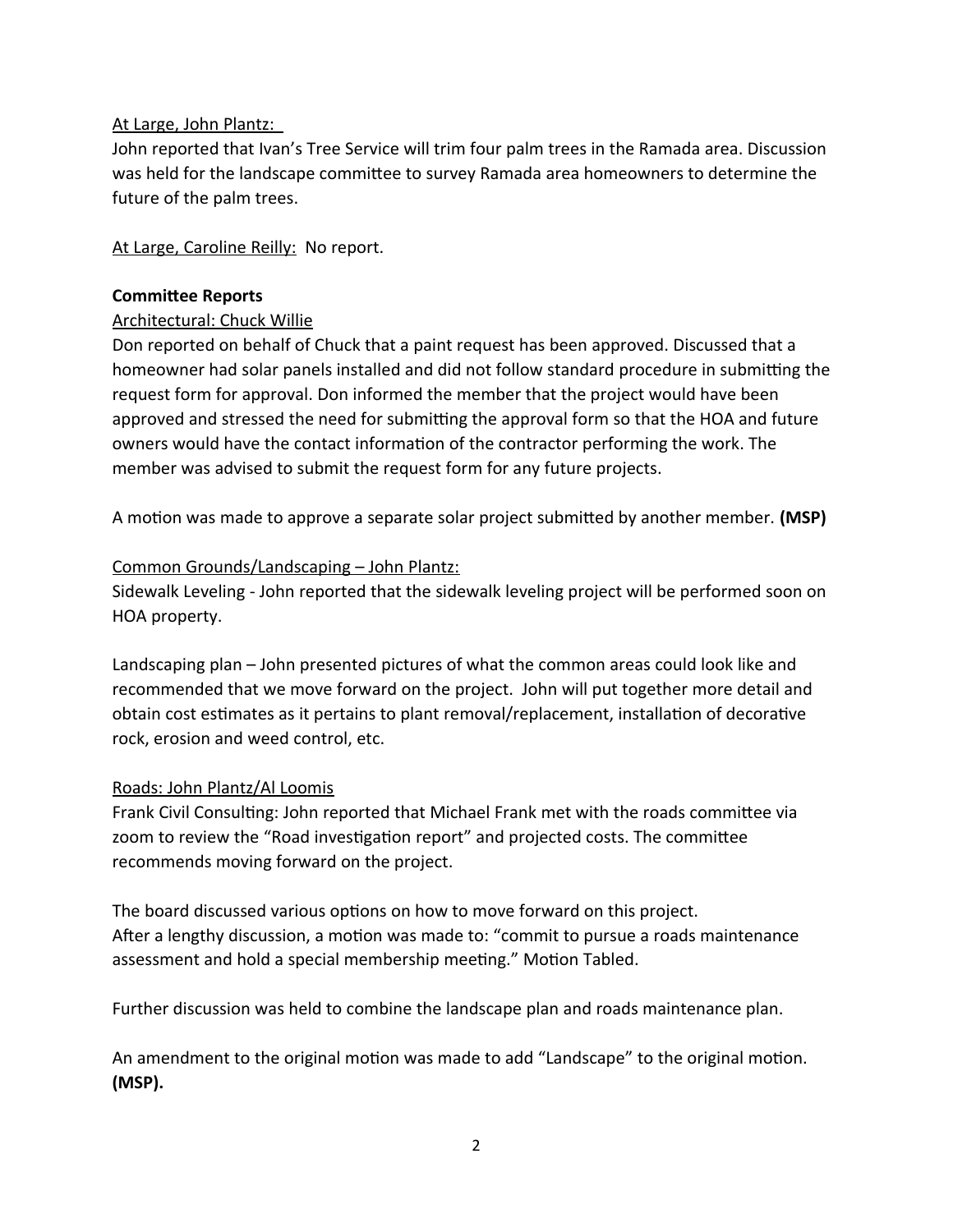At Large, John Plantz:

John reported that Ivan's Tree Service will trim four palm trees in the Ramada area. Discussion was held for the landscape committee to survey Ramada area homeowners to determine the future of the palm trees.

At Large, Caroline Reilly: No report.

**Committee Reports**

Architectural: Chuck Willie

Don reported on behalf of Chuck that a paint request has been approved. Discussed that a homeowner had solar panels installed and did not follow standard procedure in submitting the request form for approval. Don informed the member that the project would have been approved and stressed the need for submitting the approval form so that the HOA and future owners would have the contact information of the contractor performing the work. The member was advised to submit the request form for any future projects.

A motion was made to approve a separate solar project submitted by another member. **(MSP)**

Common Grounds/Landscaping – John Plantz:

Sidewalk Leveling - John reported that the sidewalk leveling project will be performed soon on HOA property.

Landscaping plan – John presented pictures of what the common areas could look like and recommended that we move forward on the project. John will put together more detail and obtain cost estimates as it pertains to plant removal/replacement, installation of decorative rock, erosion and weed control, etc.

Roads: John Plantz/Al Loomis

Frank Civil Consulting: John reported that Michael Frank met with the roads committee via zoom to review the "Road investigation report" and projected costs. The committee recommends moving forward on the project.

The board discussed various options on how to move forward on this project.
After a lengthy discussion, a motion was made to: "commit to pursue a roads maintenance assessment and hold a special membership meeting." Motion Tabled.

Further discussion was held to combine the landscape plan and roads maintenance plan.

An amendment to the original motion was made to add "Landscape" to the original motion. **(MSP).**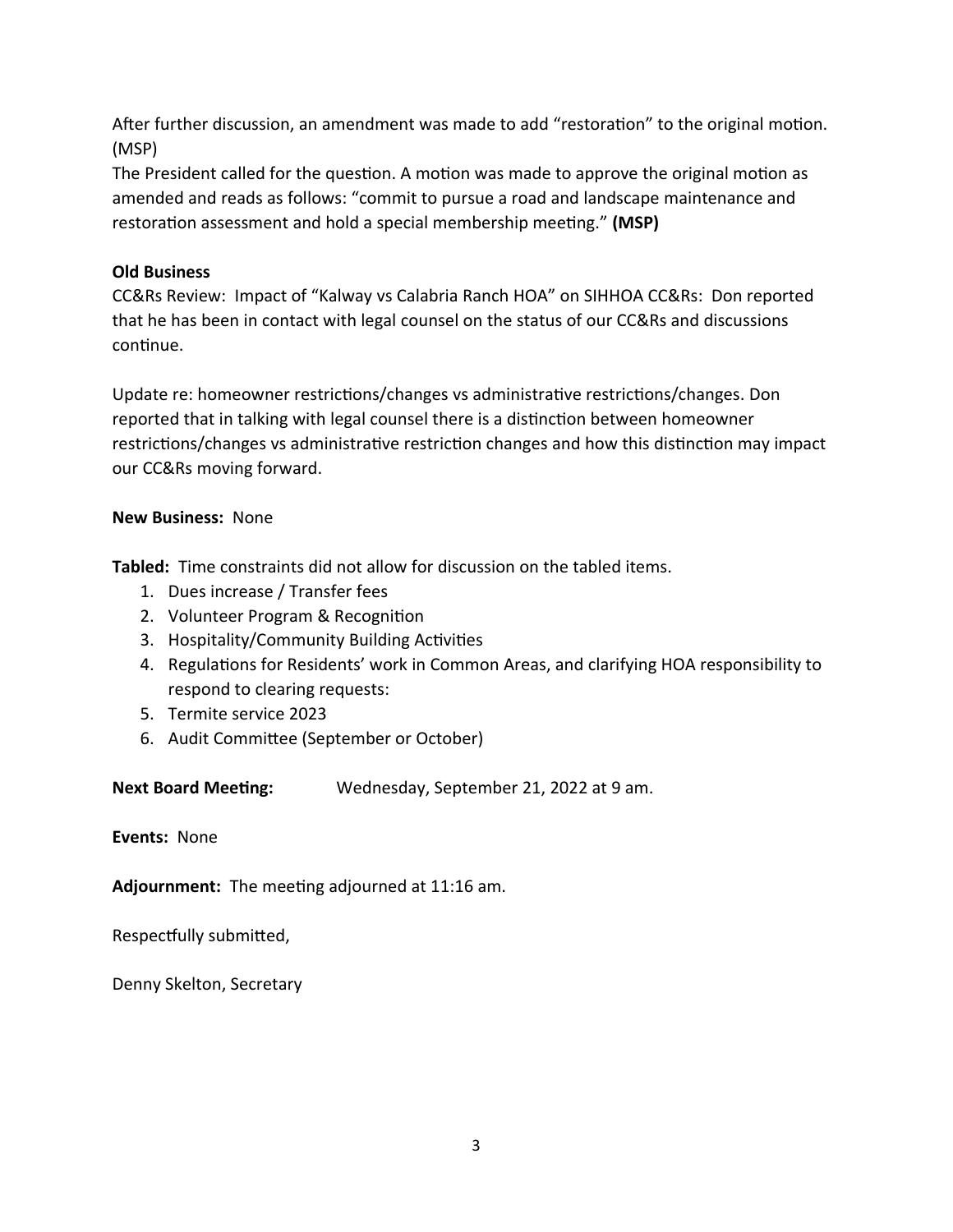After further discussion, an amendment was made to add “restoration” to the original motion. (MSP)

The President called for the question. A motion was made to approve the original motion as amended and reads as follows: “commit to pursue a road and landscape maintenance and restoration assessment and hold a special membership meeting.” **(MSP)**

**Old Business**

CC&Rs Review: Impact of “Kalway vs Calabria Ranch HOA” on SIHHOA CC&Rs: Don reported that he has been in contact with legal counsel on the status of our CC&Rs and discussions continue.

Update re: homeowner restrictions/changes vs administrative restrictions/changes. Don reported that in talking with legal counsel there is a distinction between homeowner restrictions/changes vs administrative restriction changes and how this distinction may impact our CC&Rs moving forward.

**New Business:** None

**Tabled:** Time constraints did not allow for discussion on the tabled items.

1. Dues increase / Transfer fees
2. Volunteer Program & Recognition
3. Hospitality/Community Building Activities
4. Regulations for Residents’ work in Common Areas, and clarifying HOA responsibility to respond to clearing requests:
5. Termite service 2023
6. Audit Committee (September or October)

**Next Board Meeting:** Wednesday, September 21, 2022 at 9 am.

**Events:** None

**Adjournment:** The meeting adjourned at 11:16 am.

Respectfully submitted,

Denny Skelton, Secretary